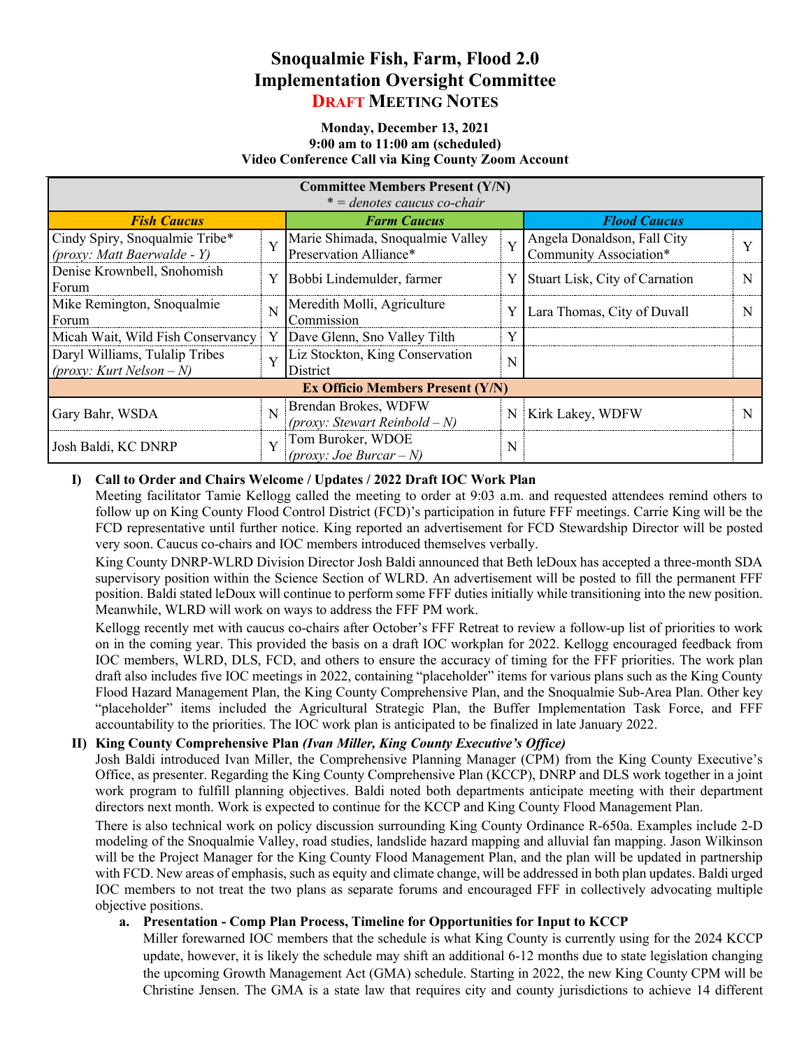# Snoqualmie Fish, Farm, Flood 2.0
# Implementation Oversight Committee
## DRAFT MEETING NOTES

**Monday, December 13, 2021**
**9:00 am to 11:00 am (scheduled)**
**Video Conference Call via King County Zoom Account**

| **Committee Members Present (Y/N)** *\* = denotes caucus co-chair* | | | | | |
|---|---|---|---|---|---|
| ***Fish Caucus*** | | ***Farm Caucus*** | | ***Flood Caucus*** | |
| Cindy Spiry, Snoqualmie Tribe* *(proxy: Matt Baerwalde - Y)* | Y | Marie Shimada, Snoqualmie Valley Preservation Alliance* | Y | Angela Donaldson, Fall City Community Association* | Y |
| Denise Krownbell, Snohomish Forum | Y | Bobbi Lindemulder, farmer | Y | Stuart Lisk, City of Carnation | N |
| Mike Remington, Snoqualmie Forum | N | Meredith Molli, Agriculture Commission | Y | Lara Thomas, City of Duvall | N |
| Micah Wait, Wild Fish Conservancy | Y | Dave Glenn, Sno Valley Tilth | Y | | |
| Daryl Williams, Tulalip Tribes *(proxy: Kurt Nelson – N)* | Y | Liz Stockton, King Conservation District | N | | |
| **Ex Officio Members Present (Y/N)** | | | | | |
| Gary Bahr, WSDA | N | Brendan Brokes, WDFW *(proxy: Stewart Reinbold – N)* | N | Kirk Lakey, WDFW | N |
| Josh Baldi, KC DNRP | Y | Tom Buroker, WDOE *(proxy: Joe Burcar – N)* | N | | |

**I) Call to Order and Chairs Welcome / Updates / 2022 Draft IOC Work Plan**

Meeting facilitator Tamie Kellogg called the meeting to order at 9:03 a.m. and requested attendees remind others to follow up on King County Flood Control District (FCD)'s participation in future FFF meetings. Carrie King will be the FCD representative until further notice. King reported an advertisement for FCD Stewardship Director will be posted very soon. Caucus co-chairs and IOC members introduced themselves verbally.

King County DNRP-WLRD Division Director Josh Baldi announced that Beth leDoux has accepted a three-month SDA supervisory position within the Science Section of WLRD. An advertisement will be posted to fill the permanent FFF position. Baldi stated leDoux will continue to perform some FFF duties initially while transitioning into the new position. Meanwhile, WLRD will work on ways to address the FFF PM work.

Kellogg recently met with caucus co-chairs after October's FFF Retreat to review a follow-up list of priorities to work on in the coming year. This provided the basis on a draft IOC workplan for 2022. Kellogg encouraged feedback from IOC members, WLRD, DLS, FCD, and others to ensure the accuracy of timing for the FFF priorities. The work plan draft also includes five IOC meetings in 2022, containing "placeholder" items for various plans such as the King County Flood Hazard Management Plan, the King County Comprehensive Plan, and the Snoqualmie Sub-Area Plan. Other key "placeholder" items included the Agricultural Strategic Plan, the Buffer Implementation Task Force, and FFF accountability to the priorities. The IOC work plan is anticipated to be finalized in late January 2022.

**II) King County Comprehensive Plan *(Ivan Miller, King County Executive's Office)***

Josh Baldi introduced Ivan Miller, the Comprehensive Planning Manager (CPM) from the King County Executive's Office, as presenter. Regarding the King County Comprehensive Plan (KCCP), DNRP and DLS work together in a joint work program to fulfill planning objectives. Baldi noted both departments anticipate meeting with their department directors next month. Work is expected to continue for the KCCP and King County Flood Management Plan.

There is also technical work on policy discussion surrounding King County Ordinance R-650a. Examples include 2-D modeling of the Snoqualmie Valley, road studies, landslide hazard mapping and alluvial fan mapping. Jason Wilkinson will be the Project Manager for the King County Flood Management Plan, and the plan will be updated in partnership with FCD. New areas of emphasis, such as equity and climate change, will be addressed in both plan updates. Baldi urged IOC members to not treat the two plans as separate forums and encouraged FFF in collectively advocating multiple objective positions.

**a. Presentation - Comp Plan Process, Timeline for Opportunities for Input to KCCP**

Miller forewarned IOC members that the schedule is what King County is currently using for the 2024 KCCP update, however, it is likely the schedule may shift an additional 6-12 months due to state legislation changing the upcoming Growth Management Act (GMA) schedule. Starting in 2022, the new King County CPM will be Christine Jensen. The GMA is a state law that requires city and county jurisdictions to achieve 14 different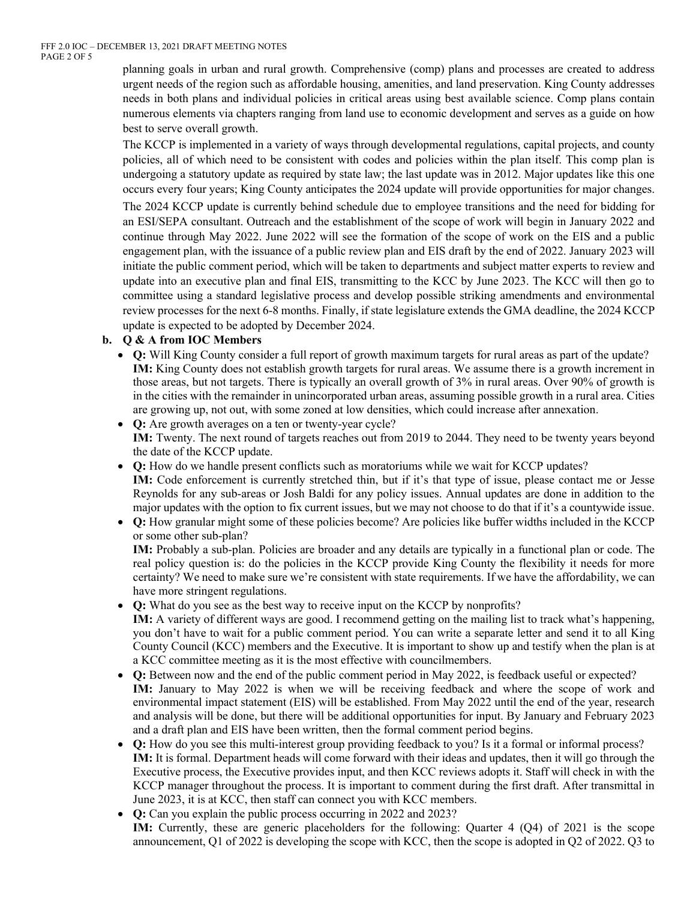planning goals in urban and rural growth. Comprehensive (comp) plans and processes are created to address urgent needs of the region such as affordable housing, amenities, and land preservation. King County addresses needs in both plans and individual policies in critical areas using best available science. Comp plans contain numerous elements via chapters ranging from land use to economic development and serves as a guide on how best to serve overall growth.

The KCCP is implemented in a variety of ways through developmental regulations, capital projects, and county policies, all of which need to be consistent with codes and policies within the plan itself. This comp plan is undergoing a statutory update as required by state law; the last update was in 2012. Major updates like this one occurs every four years; King County anticipates the 2024 update will provide opportunities for major changes.

The 2024 KCCP update is currently behind schedule due to employee transitions and the need for bidding for an ESI/SEPA consultant. Outreach and the establishment of the scope of work will begin in January 2022 and continue through May 2022. June 2022 will see the formation of the scope of work on the EIS and a public engagement plan, with the issuance of a public review plan and EIS draft by the end of 2022. January 2023 will initiate the public comment period, which will be taken to departments and subject matter experts to review and update into an executive plan and final EIS, transmitting to the KCC by June 2023. The KCC will then go to committee using a standard legislative process and develop possible striking amendments and environmental review processes for the next 6-8 months. Finally, if state legislature extends the GMA deadline, the 2024 KCCP update is expected to be adopted by December 2024.

**b. Q & A from IOC Members**

- **Q:** Will King County consider a full report of growth maximum targets for rural areas as part of the update?
  **IM:** King County does not establish growth targets for rural areas. We assume there is a growth increment in those areas, but not targets. There is typically an overall growth of 3% in rural areas. Over 90% of growth is in the cities with the remainder in unincorporated urban areas, assuming possible growth in a rural area. Cities are growing up, not out, with some zoned at low densities, which could increase after annexation.
- **Q:** Are growth averages on a ten or twenty-year cycle?
  **IM:** Twenty. The next round of targets reaches out from 2019 to 2044. They need to be twenty years beyond the date of the KCCP update.
- **Q:** How do we handle present conflicts such as moratoriums while we wait for KCCP updates?
  **IM:** Code enforcement is currently stretched thin, but if it's that type of issue, please contact me or Jesse Reynolds for any sub-areas or Josh Baldi for any policy issues. Annual updates are done in addition to the major updates with the option to fix current issues, but we may not choose to do that if it's a countywide issue.
- **Q:** How granular might some of these policies become? Are policies like buffer widths included in the KCCP or some other sub-plan?
  **IM:** Probably a sub-plan. Policies are broader and any details are typically in a functional plan or code. The real policy question is: do the policies in the KCCP provide King County the flexibility it needs for more certainty? We need to make sure we're consistent with state requirements. If we have the affordability, we can have more stringent regulations.
- **Q:** What do you see as the best way to receive input on the KCCP by nonprofits?
  **IM:** A variety of different ways are good. I recommend getting on the mailing list to track what's happening, you don't have to wait for a public comment period. You can write a separate letter and send it to all King County Council (KCC) members and the Executive. It is important to show up and testify when the plan is at a KCC committee meeting as it is the most effective with councilmembers.
- **Q:** Between now and the end of the public comment period in May 2022, is feedback useful or expected?
  **IM:** January to May 2022 is when we will be receiving feedback and where the scope of work and environmental impact statement (EIS) will be established. From May 2022 until the end of the year, research and analysis will be done, but there will be additional opportunities for input. By January and February 2023 and a draft plan and EIS have been written, then the formal comment period begins.
- **Q:** How do you see this multi-interest group providing feedback to you? Is it a formal or informal process?
  **IM:** It is formal. Department heads will come forward with their ideas and updates, then it will go through the Executive process, the Executive provides input, and then KCC reviews adopts it. Staff will check in with the KCCP manager throughout the process. It is important to comment during the first draft. After transmittal in June 2023, it is at KCC, then staff can connect you with KCC members.
- **Q:** Can you explain the public process occurring in 2022 and 2023?
  **IM:** Currently, these are generic placeholders for the following: Quarter 4 (Q4) of 2021 is the scope announcement, Q1 of 2022 is developing the scope with KCC, then the scope is adopted in Q2 of 2022. Q3 to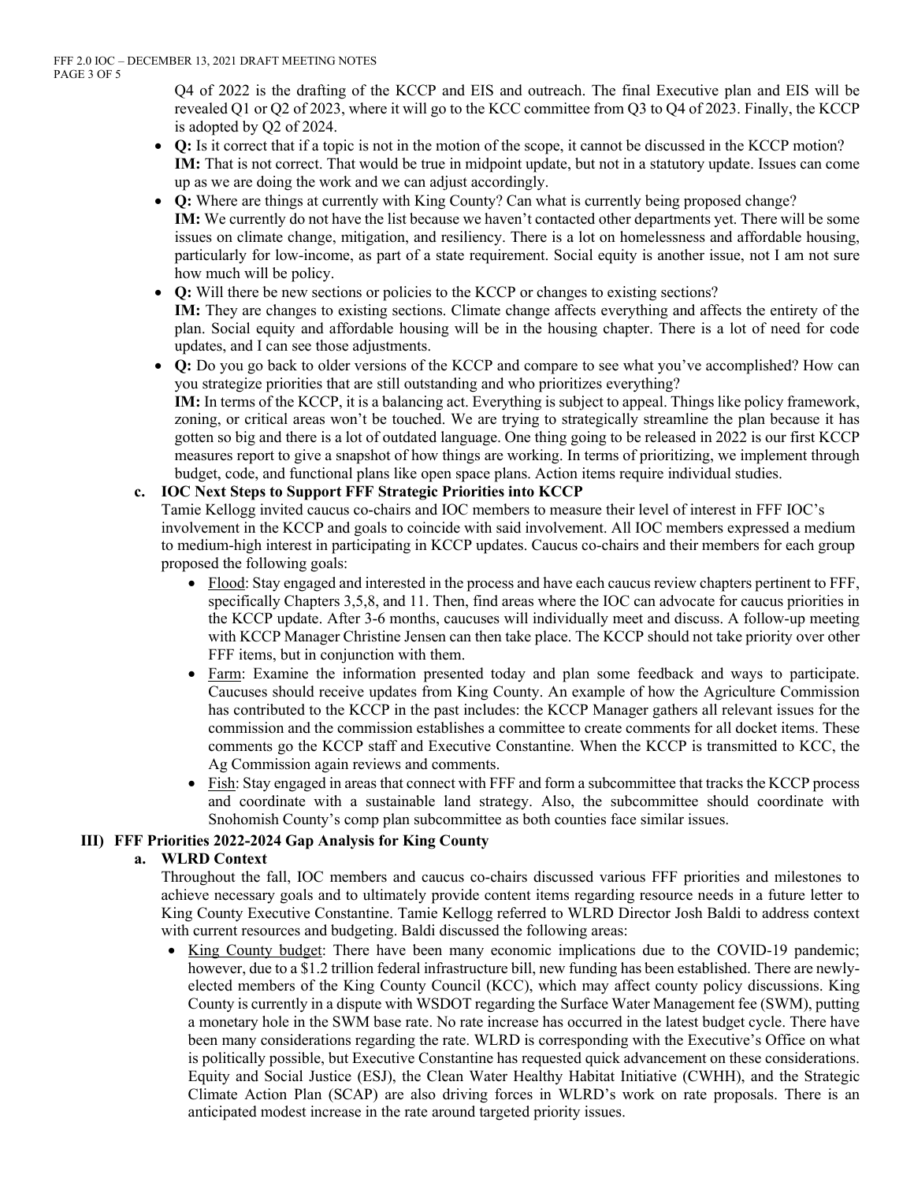Q4 of 2022 is the drafting of the KCCP and EIS and outreach. The final Executive plan and EIS will be revealed Q1 or Q2 of 2023, where it will go to the KCC committee from Q3 to Q4 of 2023. Finally, the KCCP is adopted by Q2 of 2024.

- **Q:** Is it correct that if a topic is not in the motion of the scope, it cannot be discussed in the KCCP motion?
  **IM:** That is not correct. That would be true in midpoint update, but not in a statutory update. Issues can come up as we are doing the work and we can adjust accordingly.
- **Q:** Where are things at currently with King County? Can what is currently being proposed change?
  **IM:** We currently do not have the list because we haven't contacted other departments yet. There will be some issues on climate change, mitigation, and resiliency. There is a lot on homelessness and affordable housing, particularly for low-income, as part of a state requirement. Social equity is another issue, not I am not sure how much will be policy.
- **Q:** Will there be new sections or policies to the KCCP or changes to existing sections?
  **IM:** They are changes to existing sections. Climate change affects everything and affects the entirety of the plan. Social equity and affordable housing will be in the housing chapter. There is a lot of need for code updates, and I can see those adjustments.
- **Q:** Do you go back to older versions of the KCCP and compare to see what you've accomplished? How can you strategize priorities that are still outstanding and who prioritizes everything?
  **IM:** In terms of the KCCP, it is a balancing act. Everything is subject to appeal. Things like policy framework, zoning, or critical areas won't be touched. We are trying to strategically streamline the plan because it has gotten so big and there is a lot of outdated language. One thing going to be released in 2022 is our first KCCP measures report to give a snapshot of how things are working. In terms of prioritizing, we implement through budget, code, and functional plans like open space plans. Action items require individual studies.

**c. IOC Next Steps to Support FFF Strategic Priorities into KCCP**

Tamie Kellogg invited caucus co-chairs and IOC members to measure their level of interest in FFF IOC's involvement in the KCCP and goals to coincide with said involvement. All IOC members expressed a medium to medium-high interest in participating in KCCP updates. Caucus co-chairs and their members for each group proposed the following goals:

- Flood: Stay engaged and interested in the process and have each caucus review chapters pertinent to FFF, specifically Chapters 3,5,8, and 11. Then, find areas where the IOC can advocate for caucus priorities in the KCCP update. After 3-6 months, caucuses will individually meet and discuss. A follow-up meeting with KCCP Manager Christine Jensen can then take place. The KCCP should not take priority over other FFF items, but in conjunction with them.
- Farm: Examine the information presented today and plan some feedback and ways to participate. Caucuses should receive updates from King County. An example of how the Agriculture Commission has contributed to the KCCP in the past includes: the KCCP Manager gathers all relevant issues for the commission and the commission establishes a committee to create comments for all docket items. These comments go the KCCP staff and Executive Constantine. When the KCCP is transmitted to KCC, the Ag Commission again reviews and comments.
- Fish: Stay engaged in areas that connect with FFF and form a subcommittee that tracks the KCCP process and coordinate with a sustainable land strategy. Also, the subcommittee should coordinate with Snohomish County's comp plan subcommittee as both counties face similar issues.

## III) FFF Priorities 2022-2024 Gap Analysis for King County

**a. WLRD Context**

Throughout the fall, IOC members and caucus co-chairs discussed various FFF priorities and milestones to achieve necessary goals and to ultimately provide content items regarding resource needs in a future letter to King County Executive Constantine. Tamie Kellogg referred to WLRD Director Josh Baldi to address context with current resources and budgeting. Baldi discussed the following areas:

- King County budget: There have been many economic implications due to the COVID-19 pandemic; however, due to a $1.2 trillion federal infrastructure bill, new funding has been established. There are newly-elected members of the King County Council (KCC), which may affect county policy discussions. King County is currently in a dispute with WSDOT regarding the Surface Water Management fee (SWM), putting a monetary hole in the SWM base rate. No rate increase has occurred in the latest budget cycle. There have been many considerations regarding the rate. WLRD is corresponding with the Executive's Office on what is politically possible, but Executive Constantine has requested quick advancement on these considerations. Equity and Social Justice (ESJ), the Clean Water Healthy Habitat Initiative (CWHH), and the Strategic Climate Action Plan (SCAP) are also driving forces in WLRD's work on rate proposals. There is an anticipated modest increase in the rate around targeted priority issues.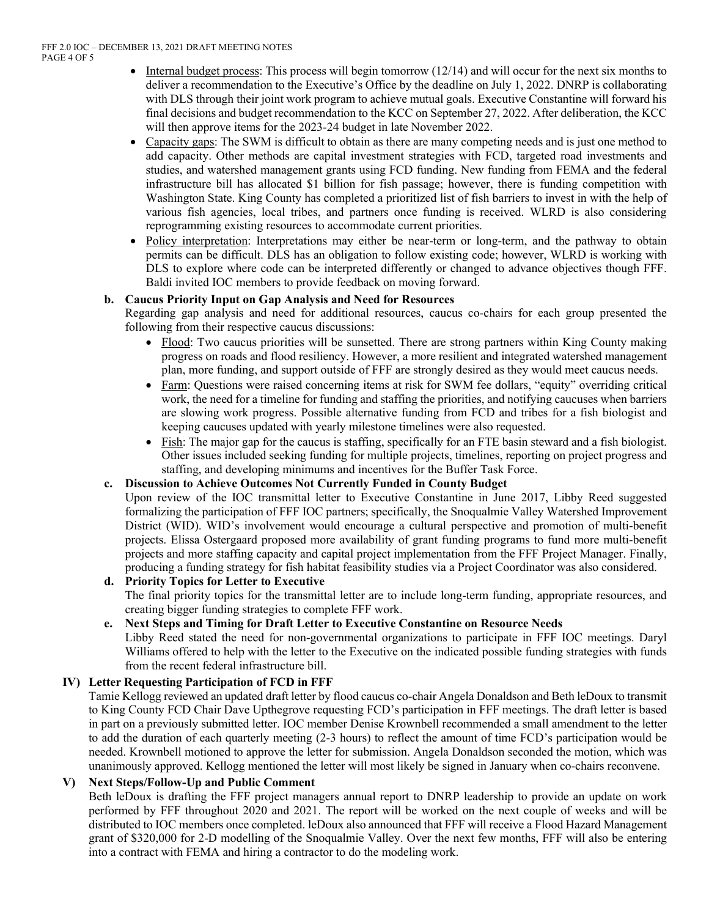- Internal budget process: This process will begin tomorrow (12/14) and will occur for the next six months to deliver a recommendation to the Executive's Office by the deadline on July 1, 2022. DNRP is collaborating with DLS through their joint work program to achieve mutual goals. Executive Constantine will forward his final decisions and budget recommendation to the KCC on September 27, 2022. After deliberation, the KCC will then approve items for the 2023-24 budget in late November 2022.
- Capacity gaps: The SWM is difficult to obtain as there are many competing needs and is just one method to add capacity. Other methods are capital investment strategies with FCD, targeted road investments and studies, and watershed management grants using FCD funding. New funding from FEMA and the federal infrastructure bill has allocated $1 billion for fish passage; however, there is funding competition with Washington State. King County has completed a prioritized list of fish barriers to invest in with the help of various fish agencies, local tribes, and partners once funding is received. WLRD is also considering reprogramming existing resources to accommodate current priorities.
- Policy interpretation: Interpretations may either be near-term or long-term, and the pathway to obtain permits can be difficult. DLS has an obligation to follow existing code; however, WLRD is working with DLS to explore where code can be interpreted differently or changed to advance objectives though FFF. Baldi invited IOC members to provide feedback on moving forward.

**b. Caucus Priority Input on Gap Analysis and Need for Resources**

Regarding gap analysis and need for additional resources, caucus co-chairs for each group presented the following from their respective caucus discussions:

- Flood: Two caucus priorities will be sunsetted. There are strong partners within King County making progress on roads and flood resiliency. However, a more resilient and integrated watershed management plan, more funding, and support outside of FFF are strongly desired as they would meet caucus needs.
- Farm: Questions were raised concerning items at risk for SWM fee dollars, "equity" overriding critical work, the need for a timeline for funding and staffing the priorities, and notifying caucuses when barriers are slowing work progress. Possible alternative funding from FCD and tribes for a fish biologist and keeping caucuses updated with yearly milestone timelines were also requested.
- Fish: The major gap for the caucus is staffing, specifically for an FTE basin steward and a fish biologist. Other issues included seeking funding for multiple projects, timelines, reporting on project progress and staffing, and developing minimums and incentives for the Buffer Task Force.

**c. Discussion to Achieve Outcomes Not Currently Funded in County Budget**

Upon review of the IOC transmittal letter to Executive Constantine in June 2017, Libby Reed suggested formalizing the participation of FFF IOC partners; specifically, the Snoqualmie Valley Watershed Improvement District (WID). WID's involvement would encourage a cultural perspective and promotion of multi-benefit projects. Elissa Ostergaard proposed more availability of grant funding programs to fund more multi-benefit projects and more staffing capacity and capital project implementation from the FFF Project Manager. Finally, producing a funding strategy for fish habitat feasibility studies via a Project Coordinator was also considered.

**d. Priority Topics for Letter to Executive**

The final priority topics for the transmittal letter are to include long-term funding, appropriate resources, and creating bigger funding strategies to complete FFF work.

**e. Next Steps and Timing for Draft Letter to Executive Constantine on Resource Needs**

Libby Reed stated the need for non-governmental organizations to participate in FFF IOC meetings. Daryl Williams offered to help with the letter to the Executive on the indicated possible funding strategies with funds from the recent federal infrastructure bill.

## IV) Letter Requesting Participation of FCD in FFF

Tamie Kellogg reviewed an updated draft letter by flood caucus co-chair Angela Donaldson and Beth leDoux to transmit to King County FCD Chair Dave Upthegrove requesting FCD's participation in FFF meetings. The draft letter is based in part on a previously submitted letter. IOC member Denise Krownbell recommended a small amendment to the letter to add the duration of each quarterly meeting (2-3 hours) to reflect the amount of time FCD's participation would be needed. Krownbell motioned to approve the letter for submission. Angela Donaldson seconded the motion, which was unanimously approved. Kellogg mentioned the letter will most likely be signed in January when co-chairs reconvene.

## V) Next Steps/Follow-Up and Public Comment

Beth leDoux is drafting the FFF project managers annual report to DNRP leadership to provide an update on work performed by FFF throughout 2020 and 2021. The report will be worked on the next couple of weeks and will be distributed to IOC members once completed. leDoux also announced that FFF will receive a Flood Hazard Management grant of $320,000 for 2-D modelling of the Snoqualmie Valley. Over the next few months, FFF will also be entering into a contract with FEMA and hiring a contractor to do the modeling work.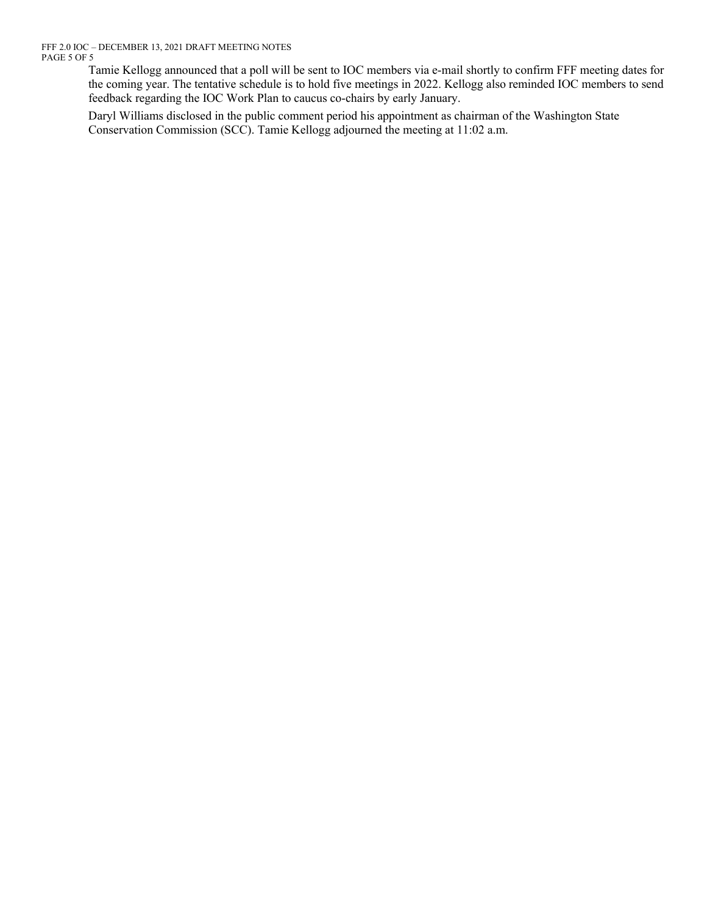Tamie Kellogg announced that a poll will be sent to IOC members via e-mail shortly to confirm FFF meeting dates for the coming year. The tentative schedule is to hold five meetings in 2022. Kellogg also reminded IOC members to send feedback regarding the IOC Work Plan to caucus co-chairs by early January.

Daryl Williams disclosed in the public comment period his appointment as chairman of the Washington State Conservation Commission (SCC). Tamie Kellogg adjourned the meeting at 11:02 a.m.